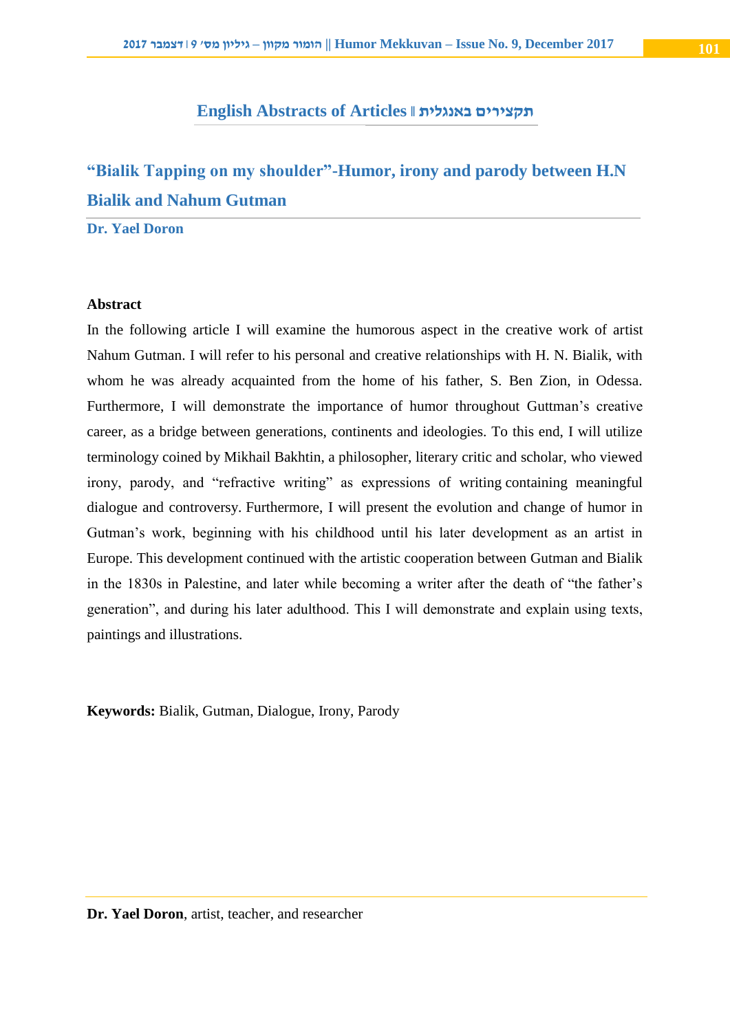## English Abstracts of Articles ‖ תקצירים באנגלית

### "Bialik Tapping on my shoulder"-Humor, irony and parody between H.N Bialik and Nahum Gutman

**Dr. Yael Doron**

**Abstract**

In the following article I will examine the humorous aspect in the creative work of artist Nahum Gutman. I will refer to his personal and creative relationships with H. N. Bialik, with whom he was already acquainted from the home of his father, S. Ben Zion, in Odessa. Furthermore, I will demonstrate the importance of humor throughout Guttman's creative career, as a bridge between generations, continents and ideologies. To this end, I will utilize terminology coined by Mikhail Bakhtin, a philosopher, literary critic and scholar, who viewed irony, parody, and "refractive writing" as expressions of writing containing meaningful dialogue and controversy. Furthermore, I will present the evolution and change of humor in Gutman's work, beginning with his childhood until his later development as an artist in Europe. This development continued with the artistic cooperation between Gutman and Bialik in the 1830s in Palestine, and later while becoming a writer after the death of "the father's generation", and during his later adulthood. This I will demonstrate and explain using texts, paintings and illustrations.

**Keywords:** Bialik, Gutman, Dialogue, Irony, Parody

---

**Dr. Yael Doron**, artist, teacher, and researcher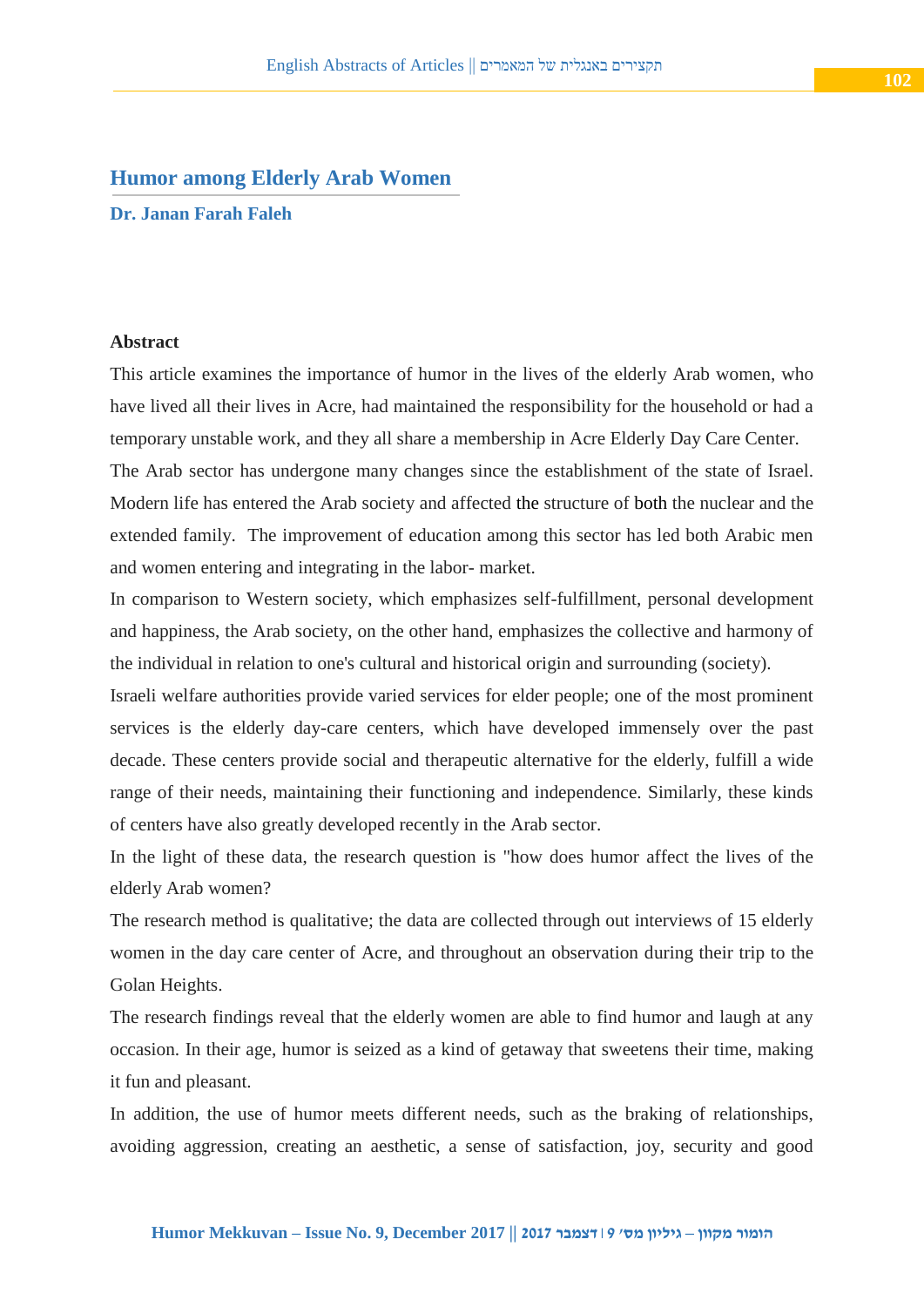# Humor among Elderly Arab Women

**Dr. Janan Farah Faleh**

**Abstract**

This article examines the importance of humor in the lives of the elderly Arab women, who have lived all their lives in Acre, had maintained the responsibility for the household or had a temporary unstable work, and they all share a membership in Acre Elderly Day Care Center.

The Arab sector has undergone many changes since the establishment of the state of Israel. Modern life has entered the Arab society and affected the structure of both the nuclear and the extended family. The improvement of education among this sector has led both Arabic men and women entering and integrating in the labor- market.

In comparison to Western society, which emphasizes self-fulfillment, personal development and happiness, the Arab society, on the other hand, emphasizes the collective and harmony of the individual in relation to one's cultural and historical origin and surrounding (society).

Israeli welfare authorities provide varied services for elder people; one of the most prominent services is the elderly day-care centers, which have developed immensely over the past decade. These centers provide social and therapeutic alternative for the elderly, fulfill a wide range of their needs, maintaining their functioning and independence. Similarly, these kinds of centers have also greatly developed recently in the Arab sector.

In the light of these data, the research question is "how does humor affect the lives of the elderly Arab women?

The research method is qualitative; the data are collected through out interviews of 15 elderly women in the day care center of Acre, and throughout an observation during their trip to the Golan Heights.

The research findings reveal that the elderly women are able to find humor and laugh at any occasion. In their age, humor is seized as a kind of getaway that sweetens their time, making it fun and pleasant.

In addition, the use of humor meets different needs, such as the braking of relationships, avoiding aggression, creating an aesthetic, a sense of satisfaction, joy, security and good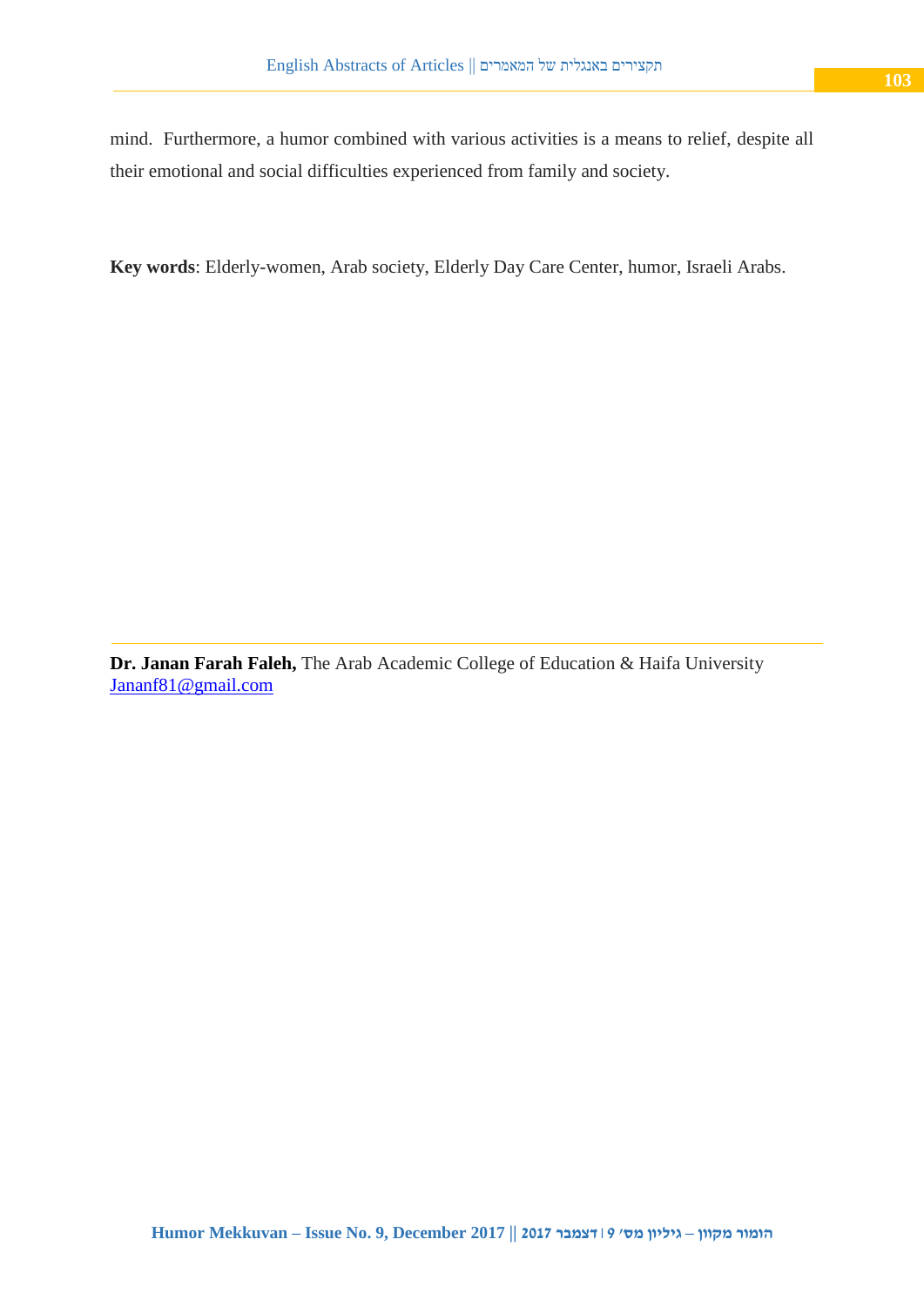mind. Furthermore, a humor combined with various activities is a means to relief, despite all their emotional and social difficulties experienced from family and society.

**Key words**: Elderly-women, Arab society, Elderly Day Care Center, humor, Israeli Arabs.

---

**Dr. Janan Farah Faleh,** The Arab Academic College of Education & Haifa University
Jananf81@gmail.com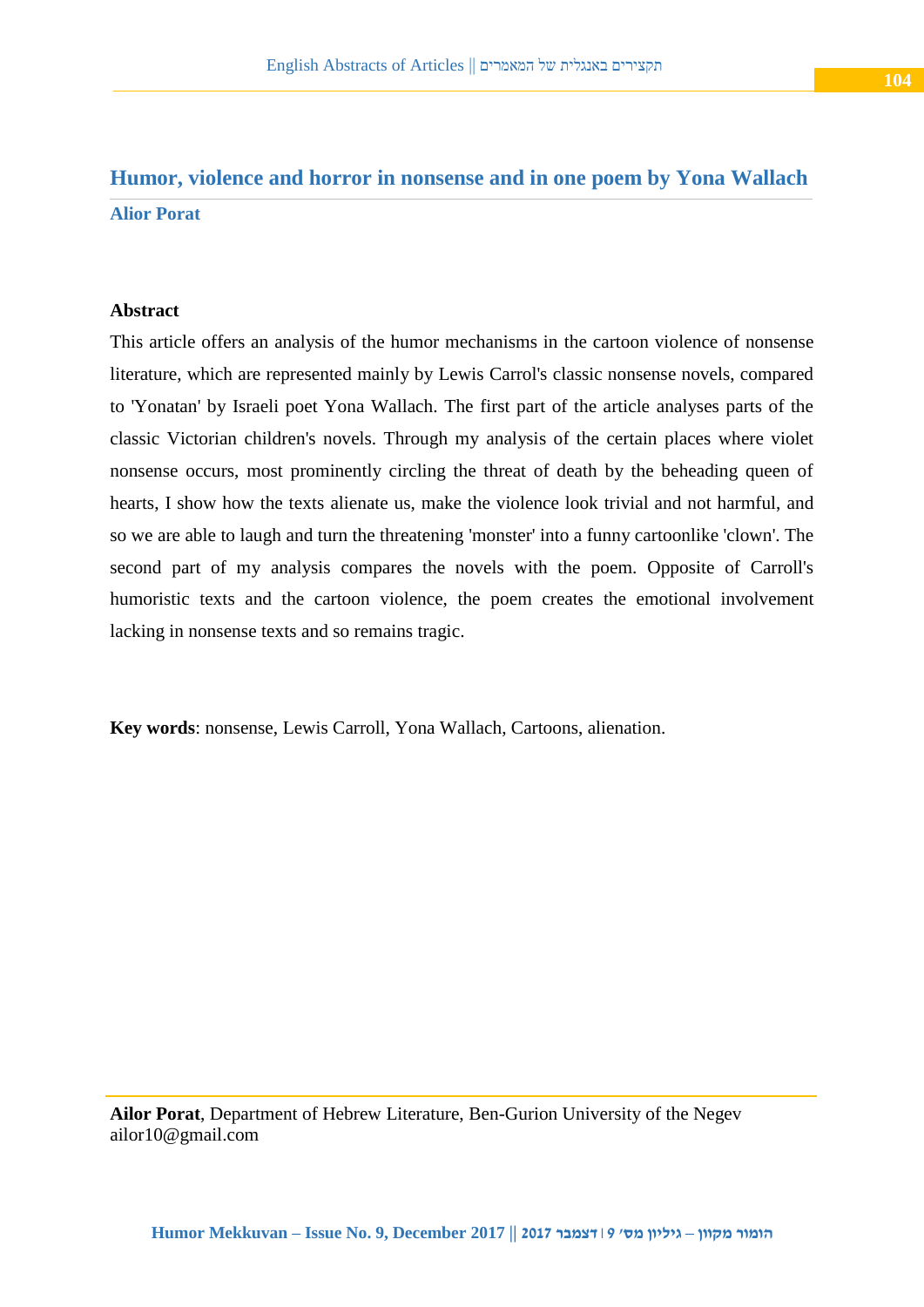## Humor, violence and horror in nonsense and in one poem by Yona Wallach

**Alior Porat**

### Abstract

This article offers an analysis of the humor mechanisms in the cartoon violence of nonsense literature, which are represented mainly by Lewis Carrol's classic nonsense novels, compared to 'Yonatan' by Israeli poet Yona Wallach. The first part of the article analyses parts of the classic Victorian children's novels. Through my analysis of the certain places where violet nonsense occurs, most prominently circling the threat of death by the beheading queen of hearts, I show how the texts alienate us, make the violence look trivial and not harmful, and so we are able to laugh and turn the threatening 'monster' into a funny cartoonlike 'clown'. The second part of my analysis compares the novels with the poem. Opposite of Carroll's humoristic texts and the cartoon violence, the poem creates the emotional involvement lacking in nonsense texts and so remains tragic.

**Key words**: nonsense, Lewis Carroll, Yona Wallach, Cartoons, alienation.

---

**Ailor Porat**, Department of Hebrew Literature, Ben-Gurion University of the Negev
ailor10@gmail.com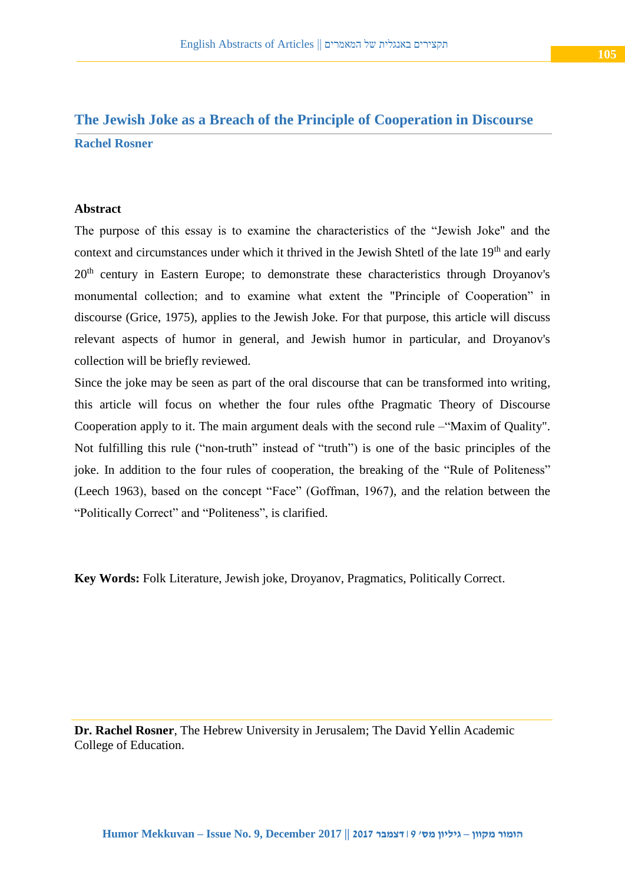# The Jewish Joke as a Breach of the Principle of Cooperation in Discourse

**Rachel Rosner**

**Abstract**

The purpose of this essay is to examine the characteristics of the “Jewish Joke" and the context and circumstances under which it thrived in the Jewish Shtetl of the late 19th and early 20th century in Eastern Europe; to demonstrate these characteristics through Droyanov's monumental collection; and to examine what extent the "Principle of Cooperation” in discourse (Grice, 1975), applies to the Jewish Joke. For that purpose, this article will discuss relevant aspects of humor in general, and Jewish humor in particular, and Droyanov's collection will be briefly reviewed.

Since the joke may be seen as part of the oral discourse that can be transformed into writing, this article will focus on whether the four rules ofthe Pragmatic Theory of Discourse Cooperation apply to it. The main argument deals with the second rule –“Maxim of Quality". Not fulfilling this rule (“non-truth” instead of “truth”) is one of the basic principles of the joke. In addition to the four rules of cooperation, the breaking of the “Rule of Politeness” (Leech 1963), based on the concept “Face” (Goffman, 1967), and the relation between the “Politically Correct” and “Politeness”, is clarified.

**Key Words:** Folk Literature, Jewish joke, Droyanov, Pragmatics, Politically Correct.

**Dr. Rachel Rosner**, The Hebrew University in Jerusalem; The David Yellin Academic College of Education.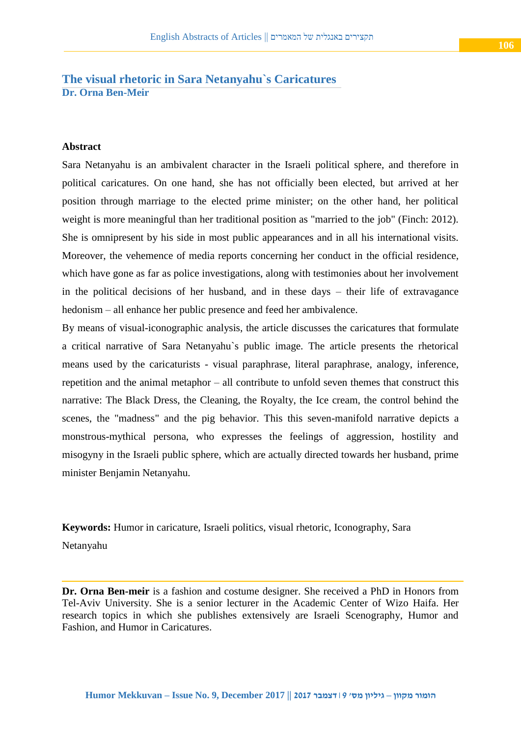# The visual rhetoric in Sara Netanyahu`s Caricatures

**Dr. Orna Ben-Meir**

**Abstract**

Sara Netanyahu is an ambivalent character in the Israeli political sphere, and therefore in political caricatures. On one hand, she has not officially been elected, but arrived at her position through marriage to the elected prime minister; on the other hand, her political weight is more meaningful than her traditional position as "married to the job" (Finch: 2012). She is omnipresent by his side in most public appearances and in all his international visits. Moreover, the vehemence of media reports concerning her conduct in the official residence, which have gone as far as police investigations, along with testimonies about her involvement in the political decisions of her husband, and in these days – their life of extravagance hedonism – all enhance her public presence and feed her ambivalence.

By means of visual-iconographic analysis, the article discusses the caricatures that formulate a critical narrative of Sara Netanyahu`s public image. The article presents the rhetorical means used by the caricaturists - visual paraphrase, literal paraphrase, analogy, inference, repetition and the animal metaphor – all contribute to unfold seven themes that construct this narrative: The Black Dress, the Cleaning, the Royalty, the Ice cream, the control behind the scenes, the "madness" and the pig behavior. This this seven-manifold narrative depicts a monstrous-mythical persona, who expresses the feelings of aggression, hostility and misogyny in the Israeli public sphere, which are actually directed towards her husband, prime minister Benjamin Netanyahu.

**Keywords:** Humor in caricature, Israeli politics, visual rhetoric, Iconography, Sara Netanyahu

---

**Dr. Orna Ben-meir** is a fashion and costume designer. She received a PhD in Honors from Tel-Aviv University. She is a senior lecturer in the Academic Center of Wizo Haifa. Her research topics in which she publishes extensively are Israeli Scenography, Humor and Fashion, and Humor in Caricatures.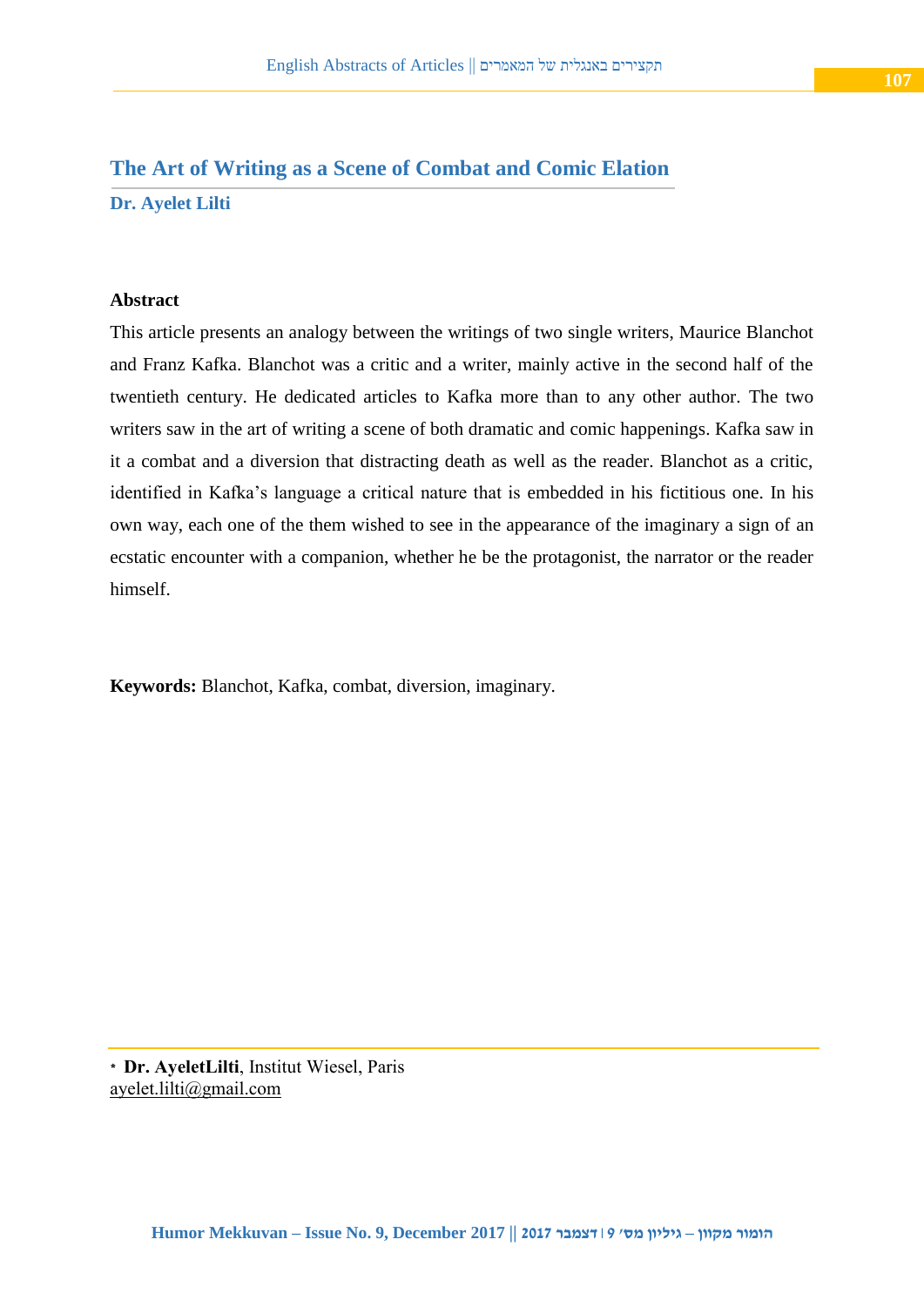# The Art of Writing as a Scene of Combat and Comic Elation

**Dr. Ayelet Lilti**

**Abstract**

This article presents an analogy between the writings of two single writers, Maurice Blanchot and Franz Kafka. Blanchot was a critic and a writer, mainly active in the second half of the twentieth century. He dedicated articles to Kafka more than to any other author. The two writers saw in the art of writing a scene of both dramatic and comic happenings. Kafka saw in it a combat and a diversion that distracting death as well as the reader. Blanchot as a critic, identified in Kafka's language a critical nature that is embedded in his fictitious one. In his own way, each one of the them wished to see in the appearance of the imaginary a sign of an ecstatic encounter with a companion, whether he be the protagonist, the narrator or the reader himself.

**Keywords:** Blanchot, Kafka, combat, diversion, imaginary.

---

* **Dr. AyeletLilti**, Institut Wiesel, Paris
ayelet.lilti@gmail.com